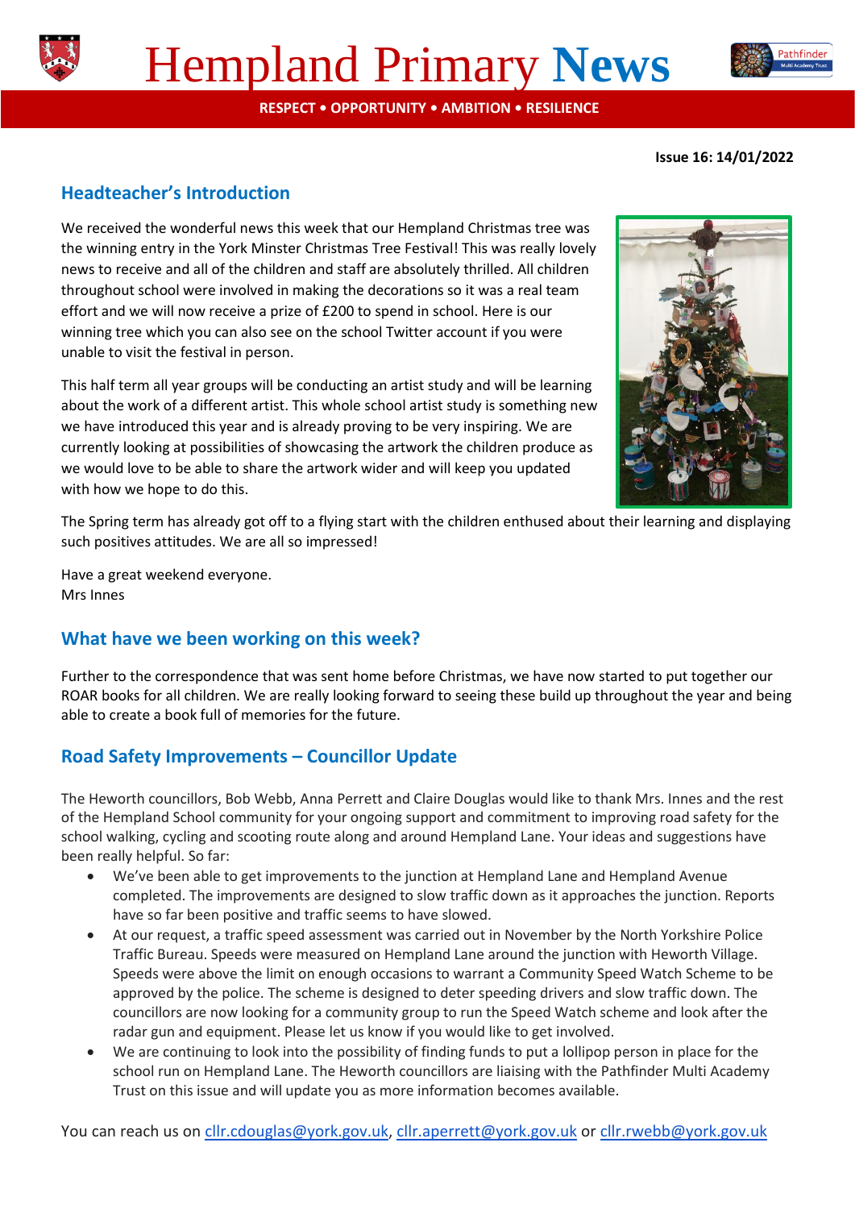# Hempland Primary News

**RESPECT • OPPORTUNITY • AMBITION • RESILIENCE**

**Issue 16: 14/01/2022**

## Headteacher's Introduction

We received the wonderful news this week that our Hempland Christmas tree was the winning entry in the York Minster Christmas Tree Festival! This was really lovely news to receive and all of the children and staff are absolutely thrilled. All children throughout school were involved in making the decorations so it was a real team effort and we will now receive a prize of £200 to spend in school. Here is our winning tree which you can also see on the school Twitter account if you were unable to visit the festival in person.

This half term all year groups will be conducting an artist study and will be learning about the work of a different artist. This whole school artist study is something new we have introduced this year and is already proving to be very inspiring. We are currently looking at possibilities of showcasing the artwork the children produce as we would love to be able to share the artwork wider and will keep you updated with how we hope to do this.

The Spring term has already got off to a flying start with the children enthused about their learning and displaying such positives attitudes. We are all so impressed!

Have a great weekend everyone.
Mrs Innes

## What have we been working on this week?

Further to the correspondence that was sent home before Christmas, we have now started to put together our ROAR books for all children. We are really looking forward to seeing these build up throughout the year and being able to create a book full of memories for the future.

## Road Safety Improvements – Councillor Update

The Heworth councillors, Bob Webb, Anna Perrett and Claire Douglas would like to thank Mrs. Innes and the rest of the Hempland School community for your ongoing support and commitment to improving road safety for the school walking, cycling and scooting route along and around Hempland Lane. Your ideas and suggestions have been really helpful. So far:

- We've been able to get improvements to the junction at Hempland Lane and Hempland Avenue completed. The improvements are designed to slow traffic down as it approaches the junction. Reports have so far been positive and traffic seems to have slowed.
- At our request, a traffic speed assessment was carried out in November by the North Yorkshire Police Traffic Bureau. Speeds were measured on Hempland Lane around the junction with Heworth Village. Speeds were above the limit on enough occasions to warrant a Community Speed Watch Scheme to be approved by the police. The scheme is designed to deter speeding drivers and slow traffic down. The councillors are now looking for a community group to run the Speed Watch scheme and look after the radar gun and equipment. Please let us know if you would like to get involved.
- We are continuing to look into the possibility of finding funds to put a lollipop person in place for the school run on Hempland Lane. The Heworth councillors are liaising with the Pathfinder Multi Academy Trust on this issue and will update you as more information becomes available.

You can reach us on cllr.cdouglas@york.gov.uk, cllr.aperrett@york.gov.uk or cllr.rwebb@york.gov.uk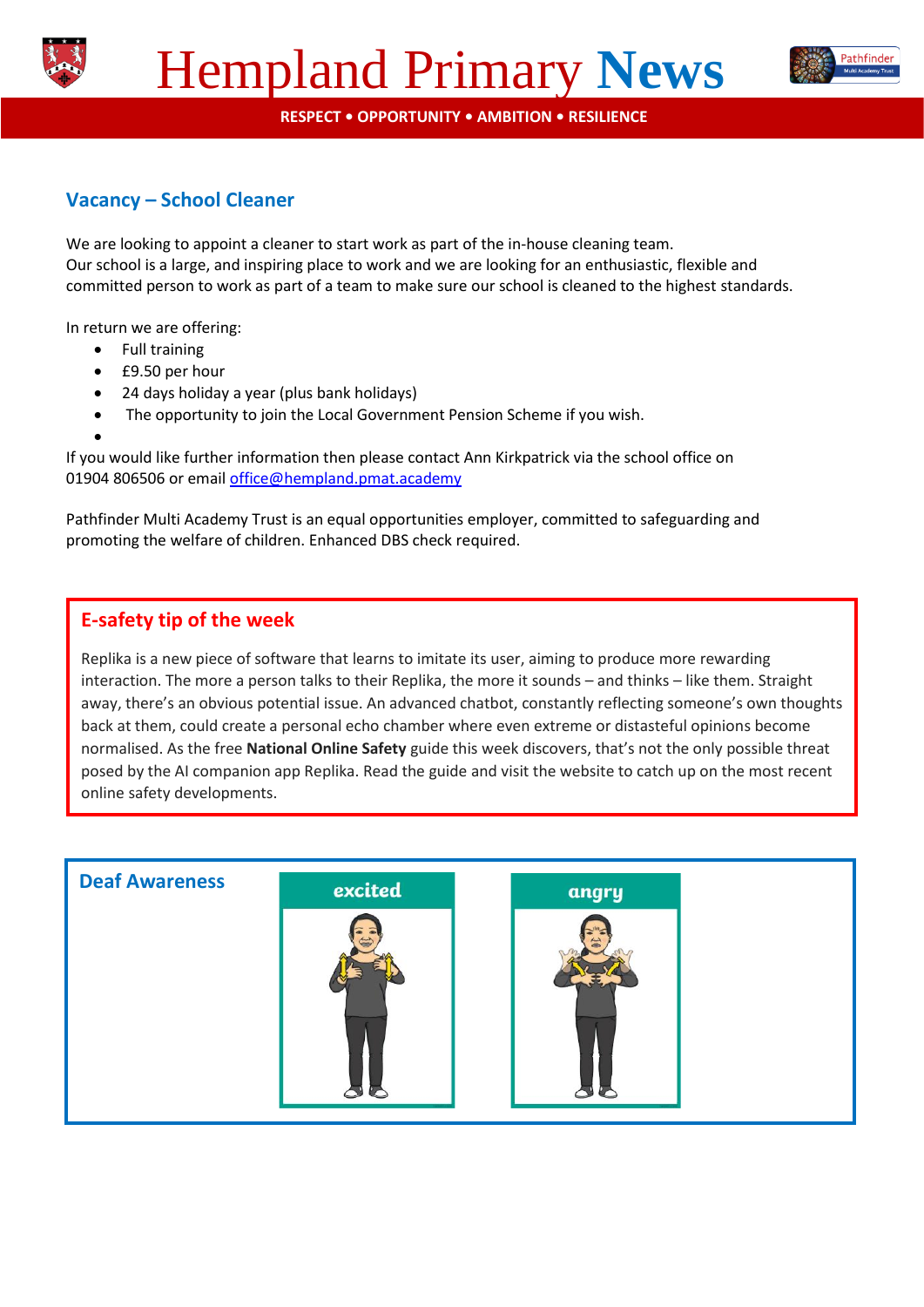# Hempland Primary News

**RESPECT • OPPORTUNITY • AMBITION • RESILIENCE**

## Vacancy – School Cleaner

We are looking to appoint a cleaner to start work as part of the in-house cleaning team.
Our school is a large, and inspiring place to work and we are looking for an enthusiastic, flexible and committed person to work as part of a team to make sure our school is cleaned to the highest standards.

In return we are offering:

- Full training
- £9.50 per hour
- 24 days holiday a year (plus bank holidays)
- The opportunity to join the Local Government Pension Scheme if you wish.

If you would like further information then please contact Ann Kirkpatrick via the school office on 01904 806506 or email office@hempland.pmat.academy

Pathfinder Multi Academy Trust is an equal opportunities employer, committed to safeguarding and promoting the welfare of children. Enhanced DBS check required.

## E-safety tip of the week

Replika is a new piece of software that learns to imitate its user, aiming to produce more rewarding interaction. The more a person talks to their Replika, the more it sounds – and thinks – like them. Straight away, there's an obvious potential issue. An advanced chatbot, constantly reflecting someone's own thoughts back at them, could create a personal echo chamber where even extreme or distasteful opinions become normalised. As the free **National Online Safety** guide this week discovers, that's not the only possible threat posed by the AI companion app Replika. Read the guide and visit the website to catch up on the most recent online safety developments.

## Deaf Awareness

excited

angry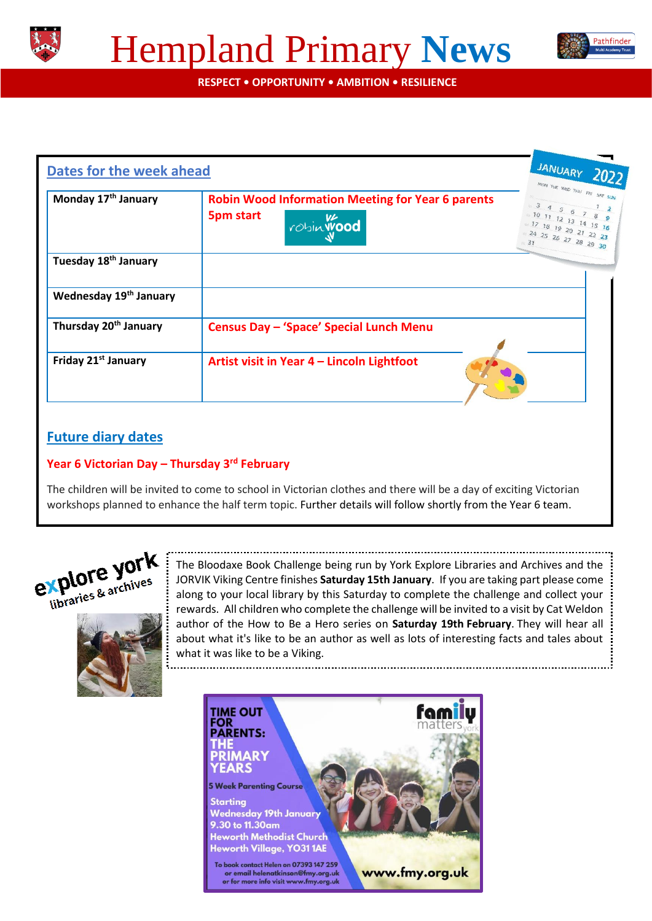# Hempland Primary News

RESPECT • OPPORTUNITY • AMBITION • RESILIENCE

## Dates for the week ahead

| | |
|---|---|
| **Monday 17th January** | **Robin Wood Information Meeting for Year 6 parents 5pm start** |
| **Tuesday 18th January** | |
| **Wednesday 19th January** | |
| **Thursday 20th January** | **Census Day – 'Space' Special Lunch Menu** |
| **Friday 21st January** | **Artist visit in Year 4 – Lincoln Lightfoot** |

## Future diary dates

**Year 6 Victorian Day – Thursday 3rd February**

The children will be invited to come to school in Victorian clothes and there will be a day of exciting Victorian workshops planned to enhance the half term topic. Further details will follow shortly from the Year 6 team.

explore york libraries & archives

The Bloodaxe Book Challenge being run by York Explore Libraries and Archives and the JORVIK Viking Centre finishes **Saturday 15th January**. If you are taking part please come along to your local library by this Saturday to complete the challenge and collect your rewards. All children who complete the challenge will be invited to a visit by Cat Weldon author of the How to Be a Hero series on **Saturday 19th February**. They will hear all about what it's like to be an author as well as lots of interesting facts and tales about what it was like to be a Viking.

**TIME OUT FOR PARENTS: THE PRIMARY YEARS**

family matters york

5 Week Parenting Course

Starting Wednesday 19th January 9.30 to 11.30am

Heworth Methodist Church

Heworth Village, YO31 1AE

To book contact Helen on 07393 147 259 or email helenatkinson@fmy.org.uk or for more info visit www.fmy.org.uk

www.fmy.org.uk